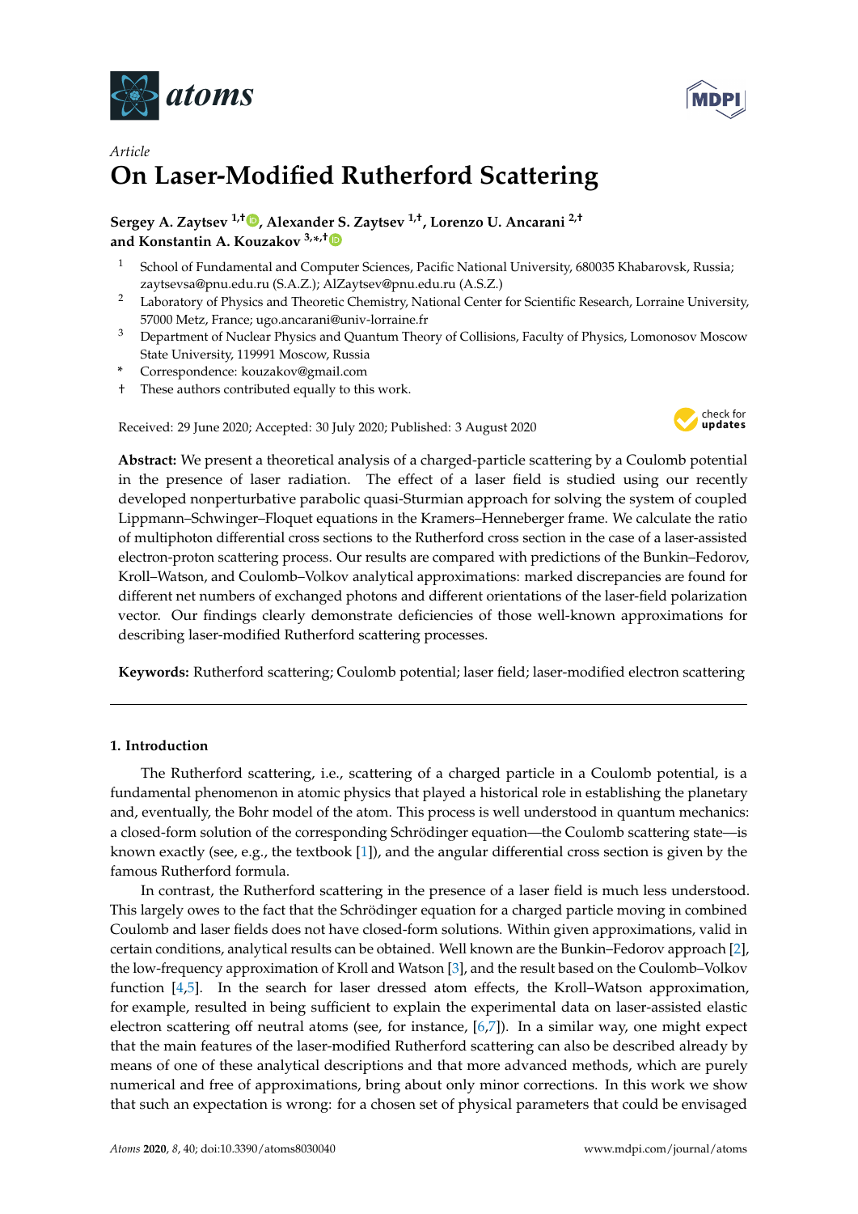*Article*

# On Laser-Modified Rutherford Scattering

**Sergey A. Zaytsev [1,†], Alexander S. Zaytsev [1,†], Lorenzo U. Ancarani [2,†] and Konstantin A. Kouzakov [3,*,†]**

1 School of Fundamental and Computer Sciences, Pacific National University, 680035 Khabarovsk, Russia; zaytsevsa@pnu.edu.ru (S.A.Z.); AlZaytsev@pnu.edu.ru (A.S.Z.)

2 Laboratory of Physics and Theoretic Chemistry, National Center for Scientific Research, Lorraine University, 57000 Metz, France; ugo.ancarani@univ-lorraine.fr

3 Department of Nuclear Physics and Quantum Theory of Collisions, Faculty of Physics, Lomonosov Moscow State University, 119991 Moscow, Russia

\* Correspondence: kouzakov@gmail.com

† These authors contributed equally to this work.

Received: 29 June 2020; Accepted: 30 July 2020; Published: 3 August 2020

**Abstract:** We present a theoretical analysis of a charged-particle scattering by a Coulomb potential in the presence of laser radiation. The effect of a laser field is studied using our recently developed nonperturbative parabolic quasi-Sturmian approach for solving the system of coupled Lippmann–Schwinger–Floquet equations in the Kramers–Henneberger frame. We calculate the ratio of multiphoton differential cross sections to the Rutherford cross section in the case of a laser-assisted electron-proton scattering process. Our results are compared with predictions of the Bunkin–Fedorov, Kroll–Watson, and Coulomb–Volkov analytical approximations: marked discrepancies are found for different net numbers of exchanged photons and different orientations of the laser-field polarization vector. Our findings clearly demonstrate deficiencies of those well-known approximations for describing laser-modified Rutherford scattering processes.

**Keywords:** Rutherford scattering; Coulomb potential; laser field; laser-modified electron scattering

## 1. Introduction

The Rutherford scattering, i.e., scattering of a charged particle in a Coulomb potential, is a fundamental phenomenon in atomic physics that played a historical role in establishing the planetary and, eventually, the Bohr model of the atom. This process is well understood in quantum mechanics: a closed-form solution of the corresponding Schrödinger equation—the Coulomb scattering state—is known exactly (see, e.g., the textbook [1]), and the angular differential cross section is given by the famous Rutherford formula.

In contrast, the Rutherford scattering in the presence of a laser field is much less understood. This largely owes to the fact that the Schrödinger equation for a charged particle moving in combined Coulomb and laser fields does not have closed-form solutions. Within given approximations, valid in certain conditions, analytical results can be obtained. Well known are the Bunkin–Fedorov approach [2], the low-frequency approximation of Kroll and Watson [3], and the result based on the Coulomb–Volkov function [4,5]. In the search for laser dressed atom effects, the Kroll–Watson approximation, for example, resulted in being sufficient to explain the experimental data on laser-assisted elastic electron scattering off neutral atoms (see, for instance, [6,7]). In a similar way, one might expect that the main features of the laser-modified Rutherford scattering can also be described already by means of one of these analytical descriptions and that more advanced methods, which are purely numerical and free of approximations, bring about only minor corrections. In this work we show that such an expectation is wrong: for a chosen set of physical parameters that could be envisaged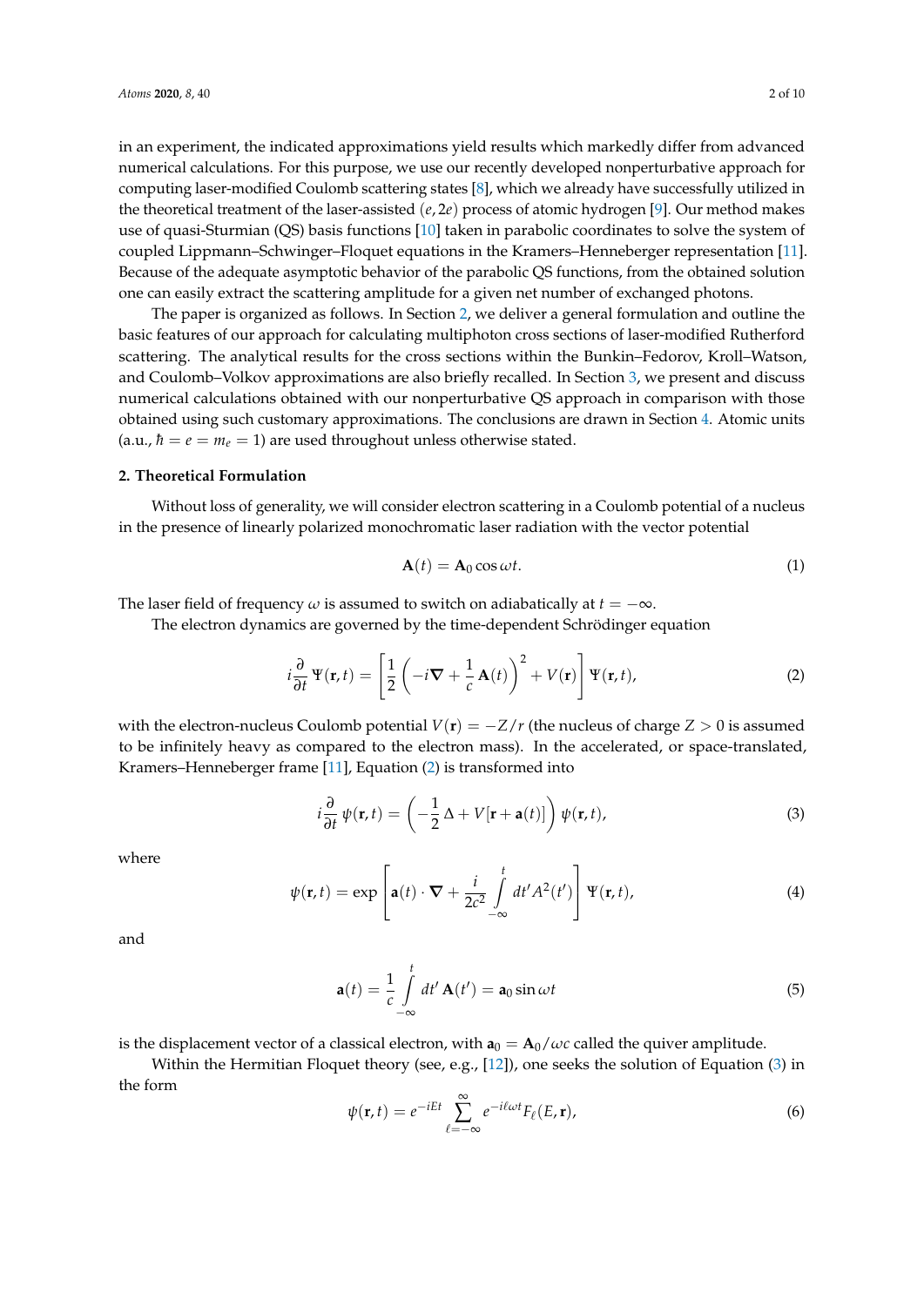in an experiment, the indicated approximations yield results which markedly differ from advanced numerical calculations. For this purpose, we use our recently developed nonperturbative approach for computing laser-modified Coulomb scattering states [8], which we already have successfully utilized in the theoretical treatment of the laser-assisted $(e, 2e)$ process of atomic hydrogen [9]. Our method makes use of quasi-Sturmian (QS) basis functions [10] taken in parabolic coordinates to solve the system of coupled Lippmann–Schwinger–Floquet equations in the Kramers–Henneberger representation [11]. Because of the adequate asymptotic behavior of the parabolic QS functions, from the obtained solution one can easily extract the scattering amplitude for a given net number of exchanged photons.

The paper is organized as follows. In Section 2, we deliver a general formulation and outline the basic features of our approach for calculating multiphoton cross sections of laser-modified Rutherford scattering. The analytical results for the cross sections within the Bunkin–Fedorov, Kroll–Watson, and Coulomb–Volkov approximations are also briefly recalled. In Section 3, we present and discuss numerical calculations obtained with our nonperturbative QS approach in comparison with those obtained using such customary approximations. The conclusions are drawn in Section 4. Atomic units (a.u., $\hbar = e = m_e = 1$) are used throughout unless otherwise stated.

## 2. Theoretical Formulation

Without loss of generality, we will consider electron scattering in a Coulomb potential of a nucleus in the presence of linearly polarized monochromatic laser radiation with the vector potential

$$\mathbf{A}(t) = \mathbf{A}_0 \cos \omega t. \tag{1}$$

The laser field of frequency $\omega$ is assumed to switch on adiabatically at $t = -\infty$.

The electron dynamics are governed by the time-dependent Schrödinger equation

$$i\frac{\partial}{\partial t}\Psi(\mathbf{r},t) = \left[\frac{1}{2}\left(-i\boldsymbol{\nabla} + \frac{1}{c}\mathbf{A}(t)\right)^2 + V(\mathbf{r})\right]\Psi(\mathbf{r},t), \tag{2}$$

with the electron-nucleus Coulomb potential $V(\mathbf{r}) = -Z/r$ (the nucleus of charge $Z > 0$ is assumed to be infinitely heavy as compared to the electron mass). In the accelerated, or space-translated, Kramers–Henneberger frame [11], Equation (2) is transformed into

$$i\frac{\partial}{\partial t}\psi(\mathbf{r},t) = \left(-\frac{1}{2}\Delta + V[\mathbf{r} + \mathbf{a}(t)]\right)\psi(\mathbf{r},t), \tag{3}$$

where

$$\psi(\mathbf{r},t) = \exp\left[\mathbf{a}(t)\cdot\boldsymbol{\nabla} + \frac{i}{2c^2}\int_{-\infty}^{t} dt' A^2(t')\right]\Psi(\mathbf{r},t), \tag{4}$$

and

$$\mathbf{a}(t) = \frac{1}{c}\int_{-\infty}^{t} dt'\,\mathbf{A}(t') = \mathbf{a}_0 \sin \omega t \tag{5}$$

is the displacement vector of a classical electron, with $\mathbf{a}_0 = \mathbf{A}_0/\omega c$ called the quiver amplitude.

Within the Hermitian Floquet theory (see, e.g., [12]), one seeks the solution of Equation (3) in the form

$$\psi(\mathbf{r},t) = e^{-iEt}\sum_{\ell=-\infty}^{\infty} e^{-i\ell\omega t} F_\ell(E,\mathbf{r}), \tag{6}$$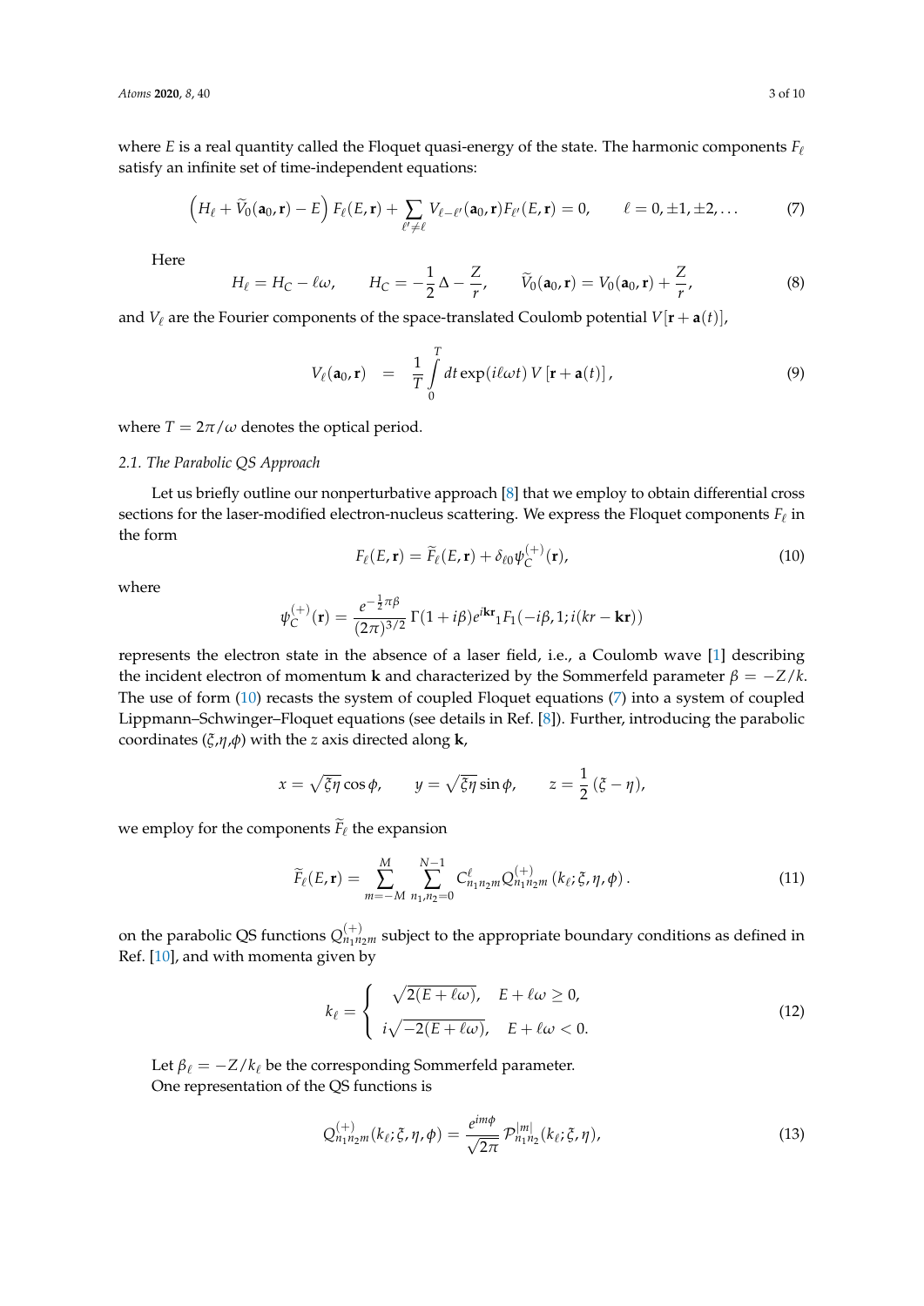where $E$ is a real quantity called the Floquet quasi-energy of the state. The harmonic components $F_\ell$ satisfy an infinite set of time-independent equations:

$$\left(H_\ell + \widetilde{V}_0(\mathbf{a}_0, \mathbf{r}) - E\right) F_\ell(E, \mathbf{r}) + \sum_{\ell' \neq \ell} V_{\ell-\ell'}(\mathbf{a}_0, \mathbf{r}) F_{\ell'}(E, \mathbf{r}) = 0, \qquad \ell = 0, \pm 1, \pm 2, \ldots \tag{7}$$

Here

$$H_\ell = H_C - \ell\omega, \qquad H_C = -\frac{1}{2}\Delta - \frac{Z}{r}, \qquad \widetilde{V}_0(\mathbf{a}_0, \mathbf{r}) = V_0(\mathbf{a}_0, \mathbf{r}) + \frac{Z}{r}, \tag{8}$$

and $V_\ell$ are the Fourier components of the space-translated Coulomb potential $V[\mathbf{r} + \mathbf{a}(t)]$,

$$V_\ell(\mathbf{a}_0, \mathbf{r}) = \frac{1}{T} \int_0^T dt \exp(i\ell\omega t)\, V\left[\mathbf{r} + \mathbf{a}(t)\right], \tag{9}$$

where $T = 2\pi/\omega$ denotes the optical period.

### 2.1. The Parabolic QS Approach

Let us briefly outline our nonperturbative approach [8] that we employ to obtain differential cross sections for the laser-modified electron-nucleus scattering. We express the Floquet components $F_\ell$ in the form

$$F_\ell(E, \mathbf{r}) = \widetilde{F}_\ell(E, \mathbf{r}) + \delta_{\ell 0} \psi_C^{(+)}(\mathbf{r}), \tag{10}$$

where

$$\psi_C^{(+)}(\mathbf{r}) = \frac{e^{-\frac{1}{2}\pi\beta}}{(2\pi)^{3/2}}\, \Gamma(1 + i\beta) e^{i\mathbf{kr}} {}_1F_1(-i\beta, 1; i(kr - \mathbf{kr}))$$

represents the electron state in the absence of a laser field, i.e., a Coulomb wave [1] describing the incident electron of momentum $\mathbf{k}$ and characterized by the Sommerfeld parameter $\beta = -Z/k$. The use of form (10) recasts the system of coupled Floquet equations (7) into a system of coupled Lippmann–Schwinger–Floquet equations (see details in Ref. [8]). Further, introducing the parabolic coordinates ($\xi$,$\eta$,$\phi$) with the $z$ axis directed along $\mathbf{k}$,

$$x = \sqrt{\xi\eta}\cos\phi, \qquad y = \sqrt{\xi\eta}\sin\phi, \qquad z = \frac{1}{2}(\xi - \eta),$$

we employ for the components $\widetilde{F}_\ell$ the expansion

$$\widetilde{F}_\ell(E, \mathbf{r}) = \sum_{m=-M}^{M} \sum_{n_1, n_2 = 0}^{N-1} C^\ell_{n_1 n_2 m} Q^{(+)}_{n_1 n_2 m}\left(k_\ell; \xi, \eta, \phi\right). \tag{11}$$

on the parabolic QS functions $Q^{(+)}_{n_1 n_2 m}$ subject to the appropriate boundary conditions as defined in Ref. [10], and with momenta given by

$$k_\ell = \begin{cases} \sqrt{2(E + \ell\omega)}, & E + \ell\omega \geq 0, \\ i\sqrt{-2(E + \ell\omega)}, & E + \ell\omega < 0. \end{cases} \tag{12}$$

Let $\beta_\ell = -Z/k_\ell$ be the corresponding Sommerfeld parameter.
One representation of the QS functions is

$$Q^{(+)}_{n_1 n_2 m}(k_\ell; \xi, \eta, \phi) = \frac{e^{im\phi}}{\sqrt{2\pi}}\, \mathcal{P}^{|m|}_{n_1 n_2}(k_\ell; \xi, \eta), \tag{13}$$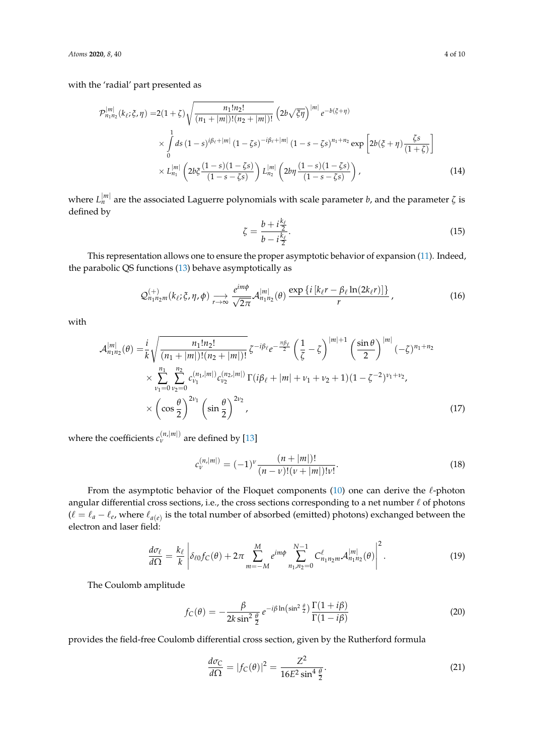with the 'radial' part presented as

$$
\begin{aligned}
\mathcal{P}_{n_1 n_2}^{|m|}(k_\ell;\xi,\eta) =& 2(1+\zeta)\sqrt{\frac{n_1! n_2!}{(n_1+|m|)!(n_2+|m|)!}}\left(2b\sqrt{\xi\eta}\right)^{|m|} e^{-b(\xi+\eta)} \\
&\times \int_0^1 ds\,(1-s)^{i\beta_\ell+|m|}\,(1-\zeta s)^{-i\beta_\ell+|m|}\,(1-s-\zeta s)^{n_1+n_2}\exp\left[2b(\xi+\eta)\frac{\zeta s}{(1+\zeta)}\right] \\
&\times L_{n_1}^{|m|}\left(2b\xi\frac{(1-s)(1-\zeta s)}{(1-s-\zeta s)}\right) L_{n_2}^{|m|}\left(2b\eta\frac{(1-s)(1-\zeta s)}{(1-s-\zeta s)}\right),
\end{aligned}
\tag{14}
$$

where $L_n^{|m|}$ are the associated Laguerre polynomials with scale parameter $b$, and the parameter $\zeta$ is defined by

$$
\zeta = \frac{b+i\frac{k_\ell}{2}}{b-i\frac{k_\ell}{2}}. \tag{15}
$$

This representation allows one to ensure the proper asymptotic behavior of expansion (11). Indeed, the parabolic QS functions (13) behave asymptotically as

$$
\mathcal{Q}_{n_1 n_2 m}^{(+)}(k_\ell;\xi,\eta,\phi) \underset{r\to\infty}{\longrightarrow} \frac{e^{im\phi}}{\sqrt{2\pi}}\mathcal{A}_{n_1 n_2}^{|m|}(\theta)\,\frac{\exp\left\{i\left[k_\ell r - \beta_\ell \ln(2k_\ell r)\right]\right\}}{r}, \tag{16}
$$

with

$$
\begin{aligned}
\mathcal{A}_{n_1 n_2}^{|m|}(\theta) =& \frac{i}{k}\sqrt{\frac{n_1! n_2!}{(n_1+|m|)!(n_2+|m|)!}}\,\zeta^{-i\beta_\ell} e^{-\frac{\pi\beta_\ell}{2}}\left(\frac{1}{\zeta}-\zeta\right)^{|m|+1}\left(\frac{\sin\theta}{2}\right)^{|m|}(-\zeta)^{n_1+n_2} \\
&\times \sum_{\nu_1=0}^{n_1}\sum_{\nu_2=0}^{n_2} c_{\nu_1}^{(n_1,|m|)} c_{\nu_2}^{(n_2,|m|)}\,\Gamma(i\beta_\ell+|m|+\nu_1+\nu_2+1)(1-\zeta^{-2})^{\nu_1+\nu_2}, \\
&\times \left(\cos\frac{\theta}{2}\right)^{2\nu_1}\left(\sin\frac{\theta}{2}\right)^{2\nu_2},
\end{aligned}
\tag{17}
$$

where the coefficients $c_\nu^{(n,|m|)}$ are defined by [13]

$$
c_\nu^{(n,|m|)} = (-1)^\nu \frac{(n+|m|)!}{(n-\nu)!(\nu+|m|)!\nu!}. \tag{18}
$$

From the asymptotic behavior of the Floquet components (10) one can derive the $\ell$-photon angular differential cross sections, i.e., the cross sections corresponding to a net number $\ell$ of photons ($\ell = \ell_a - \ell_e$, where $\ell_{a(e)}$ is the total number of absorbed (emitted) photons) exchanged between the electron and laser field:

$$
\frac{d\sigma_\ell}{d\Omega} = \frac{k_\ell}{k}\left|\delta_{\ell 0} f_C(\theta) + 2\pi\sum_{m=-M}^{M} e^{im\phi}\sum_{n_1,n_2=0}^{N-1} C_{n_1 n_2 m}^{\ell}\mathcal{A}_{n_1 n_2}^{|m|}(\theta)\right|^2. \tag{19}
$$

The Coulomb amplitude

$$
f_C(\theta) = -\frac{\beta}{2k\sin^2\frac{\theta}{2}}\,e^{-i\beta\ln\left(\sin^2\frac{\theta}{2}\right)}\frac{\Gamma(1+i\beta)}{\Gamma(1-i\beta)} \tag{20}
$$

provides the field-free Coulomb differential cross section, given by the Rutherford formula

$$
\frac{d\sigma_C}{d\Omega} = |f_C(\theta)|^2 = \frac{Z^2}{16E^2\sin^4\frac{\theta}{2}}. \tag{21}
$$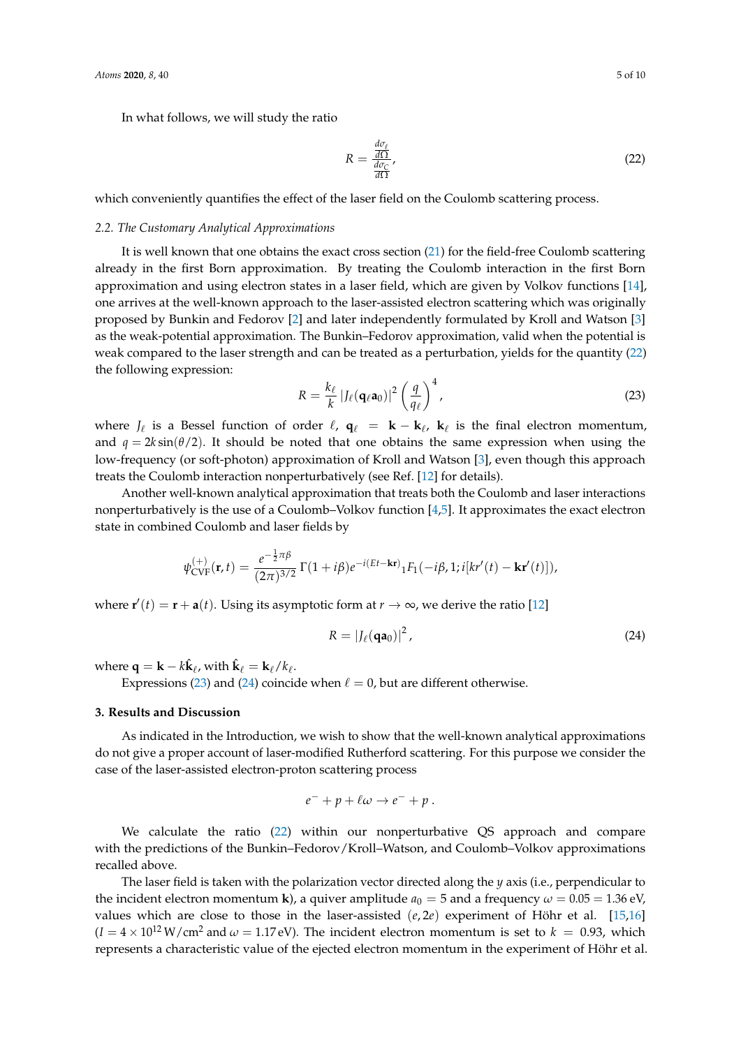In what follows, we will study the ratio

$$R = \frac{\frac{d\sigma_\ell}{d\Omega}}{\frac{d\sigma_C}{d\Omega}}, \tag{22}$$

which conveniently quantifies the effect of the laser field on the Coulomb scattering process.

### 2.2. The Customary Analytical Approximations

It is well known that one obtains the exact cross section (21) for the field-free Coulomb scattering already in the first Born approximation. By treating the Coulomb interaction in the first Born approximation and using electron states in a laser field, which are given by Volkov functions [14], one arrives at the well-known approach to the laser-assisted electron scattering which was originally proposed by Bunkin and Fedorov [2] and later independently formulated by Kroll and Watson [3] as the weak-potential approximation. The Bunkin–Fedorov approximation, valid when the potential is weak compared to the laser strength and can be treated as a perturbation, yields for the quantity (22) the following expression:

$$R = \frac{k_\ell}{k} \left| J_\ell(\mathbf{q}_\ell \mathbf{a}_0) \right|^2 \left( \frac{q}{q_\ell} \right)^4, \tag{23}$$

where $J_\ell$ is a Bessel function of order $\ell$, $\mathbf{q}_\ell = \mathbf{k} - \mathbf{k}_\ell$, $\mathbf{k}_\ell$ is the final electron momentum, and $q = 2k\sin(\theta/2)$. It should be noted that one obtains the same expression when using the low-frequency (or soft-photon) approximation of Kroll and Watson [3], even though this approach treats the Coulomb interaction nonperturbatively (see Ref. [12] for details).

Another well-known analytical approximation that treats both the Coulomb and laser interactions nonperturbatively is the use of a Coulomb–Volkov function [4,5]. It approximates the exact electron state in combined Coulomb and laser fields by

$$\psi^{(+)}_{\mathrm{CVF}}(\mathbf{r}, t) = \frac{e^{-\frac{1}{2}\pi\beta}}{(2\pi)^{3/2}} \Gamma(1 + i\beta) e^{-i(Et - \mathbf{kr})} {}_1F_1(-i\beta, 1; i[kr'(t) - \mathbf{kr}'(t)]),$$

where $\mathbf{r}'(t) = \mathbf{r} + \mathbf{a}(t)$. Using its asymptotic form at $r \to \infty$, we derive the ratio [12]

$$R = \left| J_\ell(\mathbf{q}\mathbf{a}_0) \right|^2, \tag{24}$$

where $\mathbf{q} = \mathbf{k} - k\hat{\mathbf{k}}_\ell$, with $\hat{\mathbf{k}}_\ell = \mathbf{k}_\ell / k_\ell$.

Expressions (23) and (24) coincide when $\ell = 0$, but are different otherwise.

## 3. Results and Discussion

As indicated in the Introduction, we wish to show that the well-known analytical approximations do not give a proper account of laser-modified Rutherford scattering. For this purpose we consider the case of the laser-assisted electron-proton scattering process

$$e^- + p + \ell\omega \to e^- + p\,.$$

We calculate the ratio (22) within our nonperturbative QS approach and compare with the predictions of the Bunkin–Fedorov/Kroll–Watson, and Coulomb–Volkov approximations recalled above.

The laser field is taken with the polarization vector directed along the $y$ axis (i.e., perpendicular to the incident electron momentum $\mathbf{k}$), a quiver amplitude $a_0 = 5$ and a frequency $\omega = 0.05 = 1.36\,\mathrm{eV}$, values which are close to those in the laser-assisted $(e, 2e)$ experiment of Höhr et al. [15,16] ($I = 4 \times 10^{12}\,\mathrm{W/cm^2}$ and $\omega = 1.17\,\mathrm{eV}$). The incident electron momentum is set to $k = 0.93$, which represents a characteristic value of the ejected electron momentum in the experiment of Höhr et al.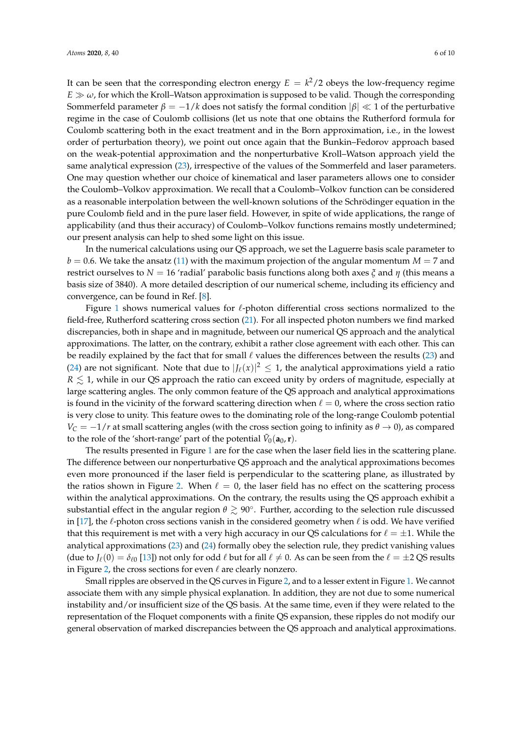It can be seen that the corresponding electron energy $E = k^2/2$ obeys the low-frequency regime $E \gg \omega$, for which the Kroll–Watson approximation is supposed to be valid. Though the corresponding Sommerfeld parameter $\beta = -1/k$ does not satisfy the formal condition $|\beta| \ll 1$ of the perturbative regime in the case of Coulomb collisions (let us note that one obtains the Rutherford formula for Coulomb scattering both in the exact treatment and in the Born approximation, i.e., in the lowest order of perturbation theory), we point out once again that the Bunkin–Fedorov approach based on the weak-potential approximation and the nonperturbative Kroll–Watson approach yield the same analytical expression (23), irrespective of the values of the Sommerfeld and laser parameters. One may question whether our choice of kinematical and laser parameters allows one to consider the Coulomb–Volkov approximation. We recall that a Coulomb–Volkov function can be considered as a reasonable interpolation between the well-known solutions of the Schrödinger equation in the pure Coulomb field and in the pure laser field. However, in spite of wide applications, the range of applicability (and thus their accuracy) of Coulomb–Volkov functions remains mostly undetermined; our present analysis can help to shed some light on this issue.

In the numerical calculations using our QS approach, we set the Laguerre basis scale parameter to $b = 0.6$. We take the ansatz (11) with the maximum projection of the angular momentum $M = 7$ and restrict ourselves to $N = 16$ 'radial' parabolic basis functions along both axes $\xi$ and $\eta$ (this means a basis size of 3840). A more detailed description of our numerical scheme, including its efficiency and convergence, can be found in Ref. [8].

Figure 1 shows numerical values for $\ell$-photon differential cross sections normalized to the field-free, Rutherford scattering cross section (21). For all inspected photon numbers we find marked discrepancies, both in shape and in magnitude, between our numerical QS approach and the analytical approximations. The latter, on the contrary, exhibit a rather close agreement with each other. This can be readily explained by the fact that for small $\ell$ values the differences between the results (23) and (24) are not significant. Note that due to $|J_\ell(x)|^2 \leq 1$, the analytical approximations yield a ratio $R \lesssim 1$, while in our QS approach the ratio can exceed unity by orders of magnitude, especially at large scattering angles. The only common feature of the QS approach and analytical approximations is found in the vicinity of the forward scattering direction when $\ell = 0$, where the cross section ratio is very close to unity. This feature owes to the dominating role of the long-range Coulomb potential $V_C = -1/r$ at small scattering angles (with the cross section going to infinity as $\theta \to 0$), as compared to the role of the 'short-range' part of the potential $\tilde{V}_0(\mathbf{a}_0, \mathbf{r})$.

The results presented in Figure 1 are for the case when the laser field lies in the scattering plane. The difference between our nonperturbative QS approach and the analytical approximations becomes even more pronounced if the laser field is perpendicular to the scattering plane, as illustrated by the ratios shown in Figure 2. When $\ell = 0$, the laser field has no effect on the scattering process within the analytical approximations. On the contrary, the results using the QS approach exhibit a substantial effect in the angular region $\theta \gtrsim 90°$. Further, according to the selection rule discussed in [17], the $\ell$-photon cross sections vanish in the considered geometry when $\ell$ is odd. We have verified that this requirement is met with a very high accuracy in our QS calculations for $\ell = \pm 1$. While the analytical approximations (23) and (24) formally obey the selection rule, they predict vanishing values (due to $J_\ell(0) = \delta_{\ell 0}$ [13]) not only for odd $\ell$ but for all $\ell \neq 0$. As can be seen from the $\ell = \pm 2$ QS results in Figure 2, the cross sections for even $\ell$ are clearly nonzero.

Small ripples are observed in the QS curves in Figure 2, and to a lesser extent in Figure 1. We cannot associate them with any simple physical explanation. In addition, they are not due to some numerical instability and/or insufficient size of the QS basis. At the same time, even if they were related to the representation of the Floquet components with a finite QS expansion, these ripples do not modify our general observation of marked discrepancies between the QS approach and analytical approximations.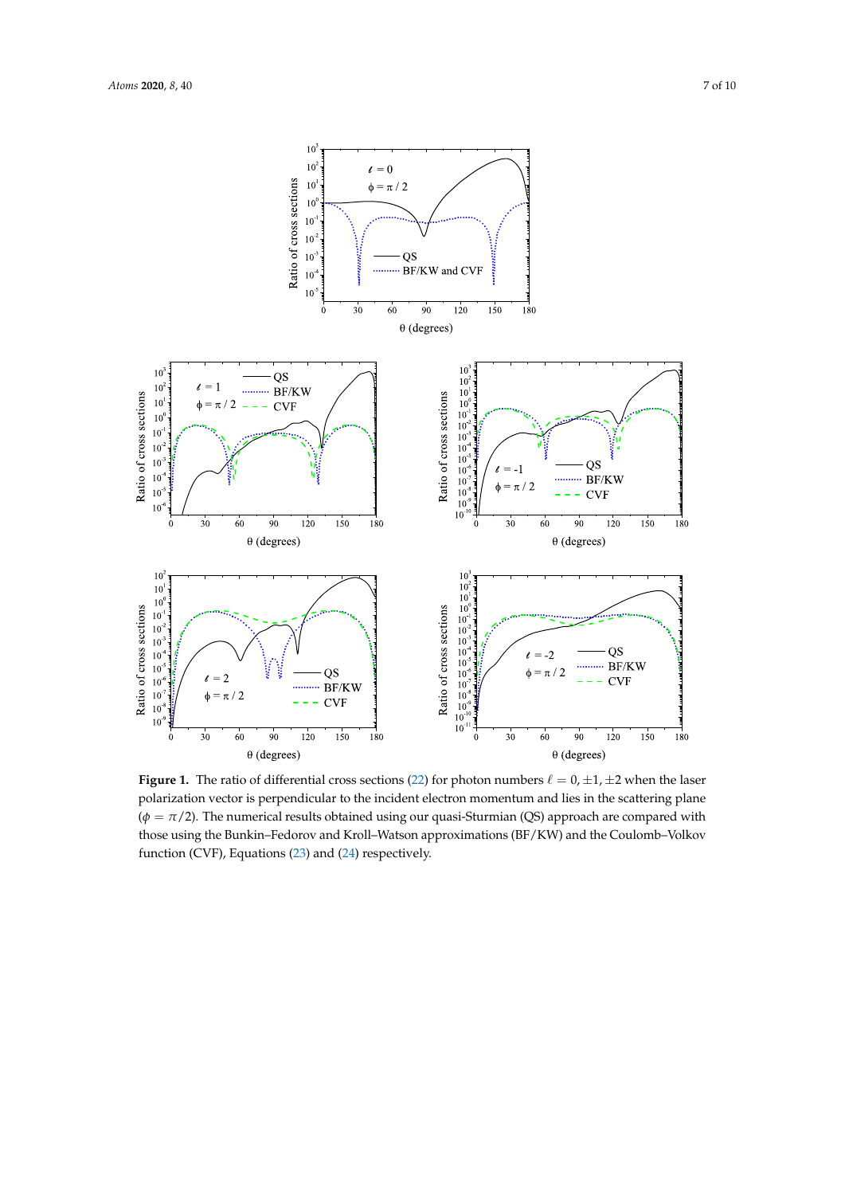**Figure 1.** The ratio of differential cross sections (22) for photon numbers $\ell = 0, \pm 1, \pm 2$ when the laser polarization vector is perpendicular to the incident electron momentum and lies in the scattering plane ($\phi = \pi/2$). The numerical results obtained using our quasi-Sturmian (QS) approach are compared with those using the Bunkin–Fedorov and Kroll–Watson approximations (BF/KW) and the Coulomb–Volkov function (CVF), Equations (23) and (24) respectively.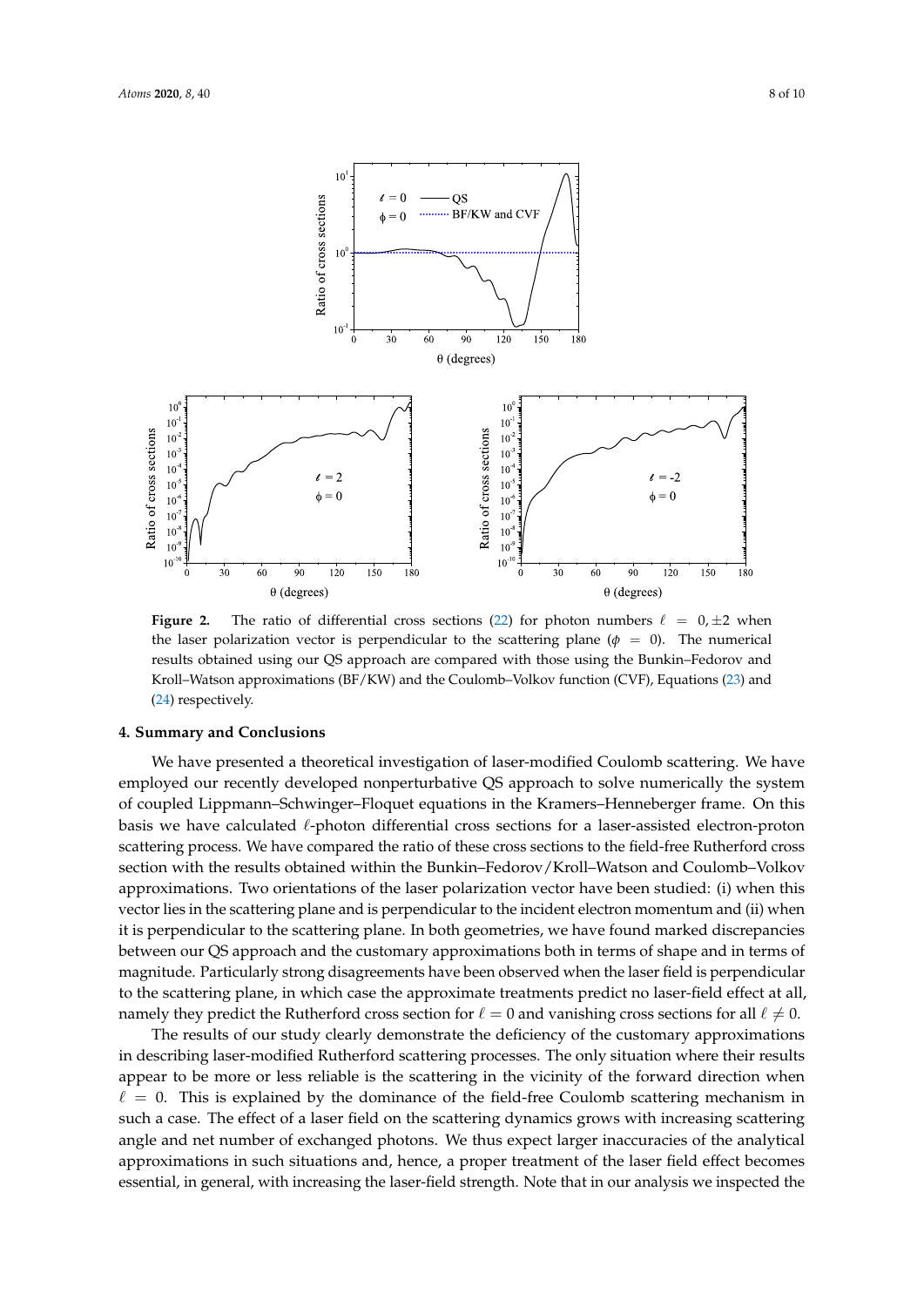**Figure 2.** The ratio of differential cross sections (22) for photon numbers $\ell = 0, \pm 2$ when the laser polarization vector is perpendicular to the scattering plane ($\phi = 0$). The numerical results obtained using our QS approach are compared with those using the Bunkin–Fedorov and Kroll–Watson approximations (BF/KW) and the Coulomb–Volkov function (CVF), Equations (23) and (24) respectively.

## 4. Summary and Conclusions

We have presented a theoretical investigation of laser-modified Coulomb scattering. We have employed our recently developed nonperturbative QS approach to solve numerically the system of coupled Lippmann–Schwinger–Floquet equations in the Kramers–Henneberger frame. On this basis we have calculated $\ell$-photon differential cross sections for a laser-assisted electron-proton scattering process. We have compared the ratio of these cross sections to the field-free Rutherford cross section with the results obtained within the Bunkin–Fedorov/Kroll–Watson and Coulomb–Volkov approximations. Two orientations of the laser polarization vector have been studied: (i) when this vector lies in the scattering plane and is perpendicular to the incident electron momentum and (ii) when it is perpendicular to the scattering plane. In both geometries, we have found marked discrepancies between our QS approach and the customary approximations both in terms of shape and in terms of magnitude. Particularly strong disagreements have been observed when the laser field is perpendicular to the scattering plane, in which case the approximate treatments predict no laser-field effect at all, namely they predict the Rutherford cross section for $\ell = 0$ and vanishing cross sections for all $\ell \neq 0$.

The results of our study clearly demonstrate the deficiency of the customary approximations in describing laser-modified Rutherford scattering processes. The only situation where their results appear to be more or less reliable is the scattering in the vicinity of the forward direction when $\ell = 0$. This is explained by the dominance of the field-free Coulomb scattering mechanism in such a case. The effect of a laser field on the scattering dynamics grows with increasing scattering angle and net number of exchanged photons. We thus expect larger inaccuracies of the analytical approximations in such situations and, hence, a proper treatment of the laser field effect becomes essential, in general, with increasing the laser-field strength. Note that in our analysis we inspected the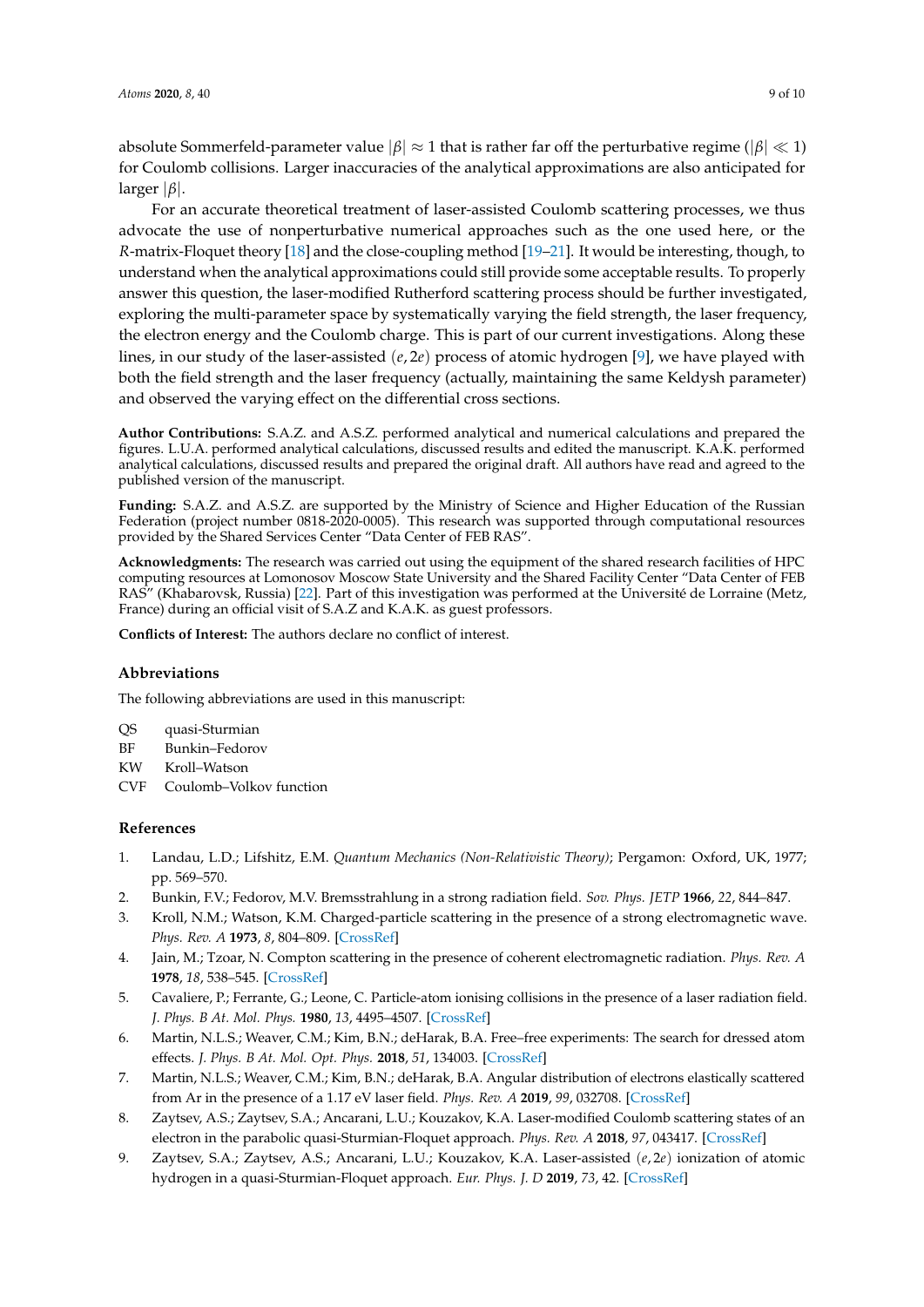absolute Sommerfeld-parameter value $|\beta| \approx 1$ that is rather far off the perturbative regime ($|\beta| \ll 1$) for Coulomb collisions. Larger inaccuracies of the analytical approximations are also anticipated for larger $|\beta|$.

For an accurate theoretical treatment of laser-assisted Coulomb scattering processes, we thus advocate the use of nonperturbative numerical approaches such as the one used here, or the *R*-matrix-Floquet theory [18] and the close-coupling method [19–21]. It would be interesting, though, to understand when the analytical approximations could still provide some acceptable results. To properly answer this question, the laser-modified Rutherford scattering process should be further investigated, exploring the multi-parameter space by systematically varying the field strength, the laser frequency, the electron energy and the Coulomb charge. This is part of our current investigations. Along these lines, in our study of the laser-assisted $(e, 2e)$ process of atomic hydrogen [9], we have played with both the field strength and the laser frequency (actually, maintaining the same Keldysh parameter) and observed the varying effect on the differential cross sections.

**Author Contributions:** S.A.Z. and A.S.Z. performed analytical and numerical calculations and prepared the figures. L.U.A. performed analytical calculations, discussed results and edited the manuscript. K.A.K. performed analytical calculations, discussed results and prepared the original draft. All authors have read and agreed to the published version of the manuscript.

**Funding:** S.A.Z. and A.S.Z. are supported by the Ministry of Science and Higher Education of the Russian Federation (project number 0818-2020-0005). This research was supported through computational resources provided by the Shared Services Center "Data Center of FEB RAS".

**Acknowledgments:** The research was carried out using the equipment of the shared research facilities of HPC computing resources at Lomonosov Moscow State University and the Shared Facility Center "Data Center of FEB RAS" (Khabarovsk, Russia) [22]. Part of this investigation was performed at the Université de Lorraine (Metz, France) during an official visit of S.A.Z and K.A.K. as guest professors.

**Conflicts of Interest:** The authors declare no conflict of interest.

## Abbreviations

The following abbreviations are used in this manuscript:

| | |
|---|---|
| QS | quasi-Sturmian |
| BF | Bunkin–Fedorov |
| KW | Kroll–Watson |
| CVF | Coulomb–Volkov function |

## References

1. Landau, L.D.; Lifshitz, E.M. *Quantum Mechanics (Non-Relativistic Theory)*; Pergamon: Oxford, UK, 1977; pp. 569–570.
2. Bunkin, F.V.; Fedorov, M.V. Bremsstrahlung in a strong radiation field. *Sov. Phys. JETP* **1966**, *22*, 844–847.
3. Kroll, N.M.; Watson, K.M. Charged-particle scattering in the presence of a strong electromagnetic wave. *Phys. Rev. A* **1973**, *8*, 804–809. [CrossRef]
4. Jain, M.; Tzoar, N. Compton scattering in the presence of coherent electromagnetic radiation. *Phys. Rev. A* **1978**, *18*, 538–545. [CrossRef]
5. Cavaliere, P.; Ferrante, G.; Leone, C. Particle-atom ionising collisions in the presence of a laser radiation field. *J. Phys. B At. Mol. Phys.* **1980**, *13*, 4495–4507. [CrossRef]
6. Martin, N.L.S.; Weaver, C.M.; Kim, B.N.; deHarak, B.A. Free–free experiments: The search for dressed atom effects. *J. Phys. B At. Mol. Opt. Phys.* **2018**, *51*, 134003. [CrossRef]
7. Martin, N.L.S.; Weaver, C.M.; Kim, B.N.; deHarak, B.A. Angular distribution of electrons elastically scattered from Ar in the presence of a 1.17 eV laser field. *Phys. Rev. A* **2019**, *99*, 032708. [CrossRef]
8. Zaytsev, A.S.; Zaytsev, S.A.; Ancarani, L.U.; Kouzakov, K.A. Laser-modified Coulomb scattering states of an electron in the parabolic quasi-Sturmian-Floquet approach. *Phys. Rev. A* **2018**, *97*, 043417. [CrossRef]
9. Zaytsev, S.A.; Zaytsev, A.S.; Ancarani, L.U.; Kouzakov, K.A. Laser-assisted $(e, 2e)$ ionization of atomic hydrogen in a quasi-Sturmian-Floquet approach. *Eur. Phys. J. D* **2019**, *73*, 42. [CrossRef]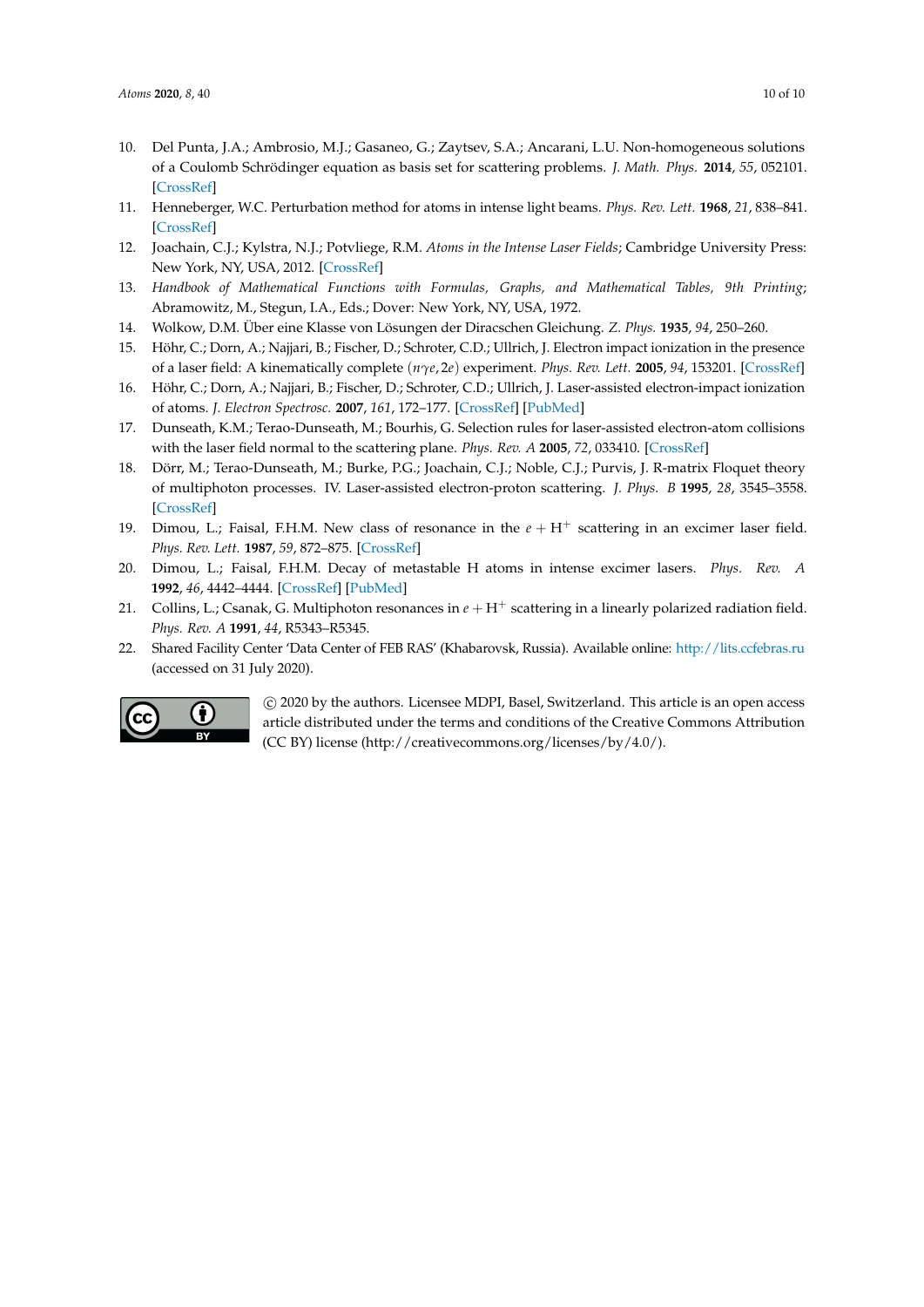10. Del Punta, J.A.; Ambrosio, M.J.; Gasaneo, G.; Zaytsev, S.A.; Ancarani, L.U. Non-homogeneous solutions of a Coulomb Schrödinger equation as basis set for scattering problems. *J. Math. Phys.* **2014**, *55*, 052101. [CrossRef]
11. Henneberger, W.C. Perturbation method for atoms in intense light beams. *Phys. Rev. Lett.* **1968**, *21*, 838–841. [CrossRef]
12. Joachain, C.J.; Kylstra, N.J.; Potvliege, R.M. *Atoms in the Intense Laser Fields*; Cambridge University Press: New York, NY, USA, 2012. [CrossRef]
13. *Handbook of Mathematical Functions with Formulas, Graphs, and Mathematical Tables, 9th Printing*; Abramowitz, M., Stegun, I.A., Eds.; Dover: New York, NY, USA, 1972.
14. Wolkow, D.M. Über eine Klasse von Lösungen der Diracschen Gleichung. *Z. Phys.* **1935**, *94*, 250–260.
15. Höhr, C.; Dorn, A.; Najjari, B.; Fischer, D.; Schroter, C.D.; Ullrich, J. Electron impact ionization in the presence of a laser field: A kinematically complete $(n\gamma e, 2e)$ experiment. *Phys. Rev. Lett.* **2005**, *94*, 153201. [CrossRef]
16. Höhr, C.; Dorn, A.; Najjari, B.; Fischer, D.; Schroter, C.D.; Ullrich, J. Laser-assisted electron-impact ionization of atoms. *J. Electron Spectrosc.* **2007**, *161*, 172–177. [CrossRef] [PubMed]
17. Dunseath, K.M.; Terao-Dunseath, M.; Bourhis, G. Selection rules for laser-assisted electron-atom collisions with the laser field normal to the scattering plane. *Phys. Rev. A* **2005**, *72*, 033410. [CrossRef]
18. Dörr, M.; Terao-Dunseath, M.; Burke, P.G.; Joachain, C.J.; Noble, C.J.; Purvis, J. R-matrix Floquet theory of multiphoton processes. IV. Laser-assisted electron-proton scattering. *J. Phys. B* **1995**, *28*, 3545–3558. [CrossRef]
19. Dimou, L.; Faisal, F.H.M. New class of resonance in the $e + H^+$ scattering in an excimer laser field. *Phys. Rev. Lett.* **1987**, *59*, 872–875. [CrossRef]
20. Dimou, L.; Faisal, F.H.M. Decay of metastable H atoms in intense excimer lasers. *Phys. Rev. A* **1992**, *46*, 4442–4444. [CrossRef] [PubMed]
21. Collins, L.; Csanak, G. Multiphoton resonances in $e + H^+$ scattering in a linearly polarized radiation field. *Phys. Rev. A* **1991**, *44*, R5343–R5345.
22. Shared Facility Center 'Data Center of FEB RAS' (Khabarovsk, Russia). Available online: http://lits.ccfebras.ru (accessed on 31 July 2020).

© 2020 by the authors. Licensee MDPI, Basel, Switzerland. This article is an open access article distributed under the terms and conditions of the Creative Commons Attribution (CC BY) license (http://creativecommons.org/licenses/by/4.0/).